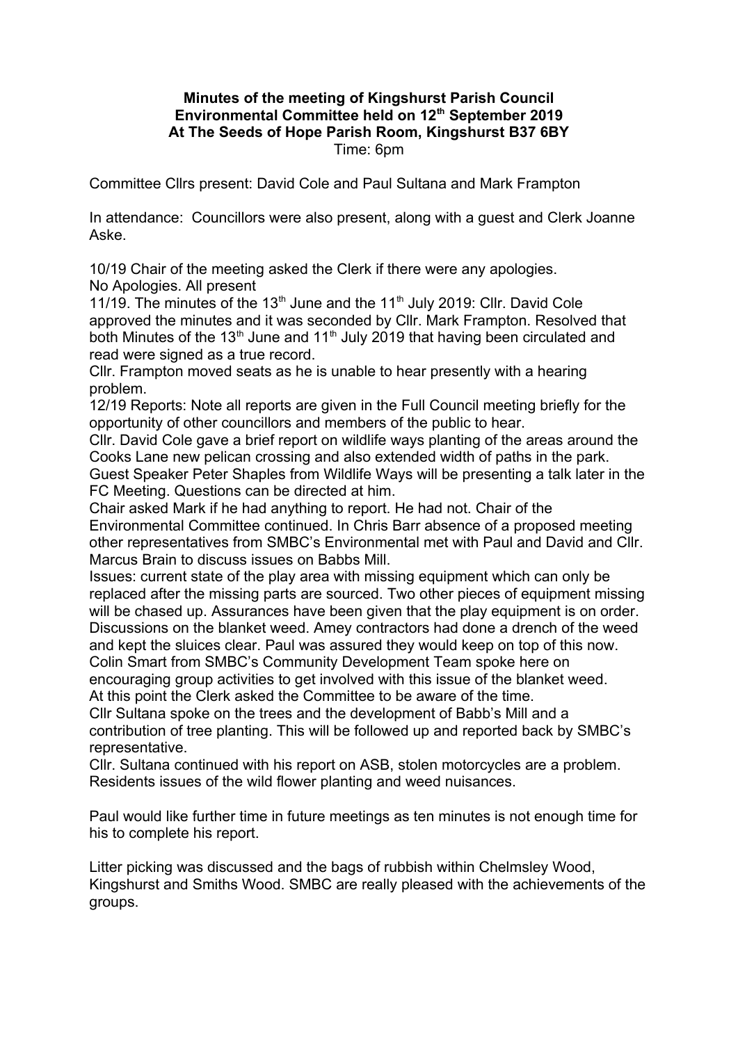**Minutes of the meeting of Kingshurst Parish Council**
**Environmental Committee held on 12th September 2019**
**At The Seeds of Hope Parish Room, Kingshurst B37 6BY**
Time: 6pm

Committee Cllrs present: David Cole and Paul Sultana and Mark Frampton

In attendance: Councillors were also present, along with a guest and Clerk Joanne Aske.

10/19 Chair of the meeting asked the Clerk if there were any apologies.
No Apologies. All present
11/19. The minutes of the 13th June and the 11th July 2019: Cllr. David Cole approved the minutes and it was seconded by Cllr. Mark Frampton. Resolved that both Minutes of the 13th June and 11th July 2019 that having been circulated and read were signed as a true record.
Cllr. Frampton moved seats as he is unable to hear presently with a hearing problem.
12/19 Reports: Note all reports are given in the Full Council meeting briefly for the opportunity of other councillors and members of the public to hear.
Cllr. David Cole gave a brief report on wildlife ways planting of the areas around the Cooks Lane new pelican crossing and also extended width of paths in the park. Guest Speaker Peter Shaples from Wildlife Ways will be presenting a talk later in the FC Meeting. Questions can be directed at him.
Chair asked Mark if he had anything to report. He had not. Chair of the Environmental Committee continued. In Chris Barr absence of a proposed meeting other representatives from SMBC's Environmental met with Paul and David and Cllr. Marcus Brain to discuss issues on Babbs Mill.
Issues: current state of the play area with missing equipment which can only be replaced after the missing parts are sourced. Two other pieces of equipment missing will be chased up. Assurances have been given that the play equipment is on order. Discussions on the blanket weed. Amey contractors had done a drench of the weed and kept the sluices clear. Paul was assured they would keep on top of this now. Colin Smart from SMBC's Community Development Team spoke here on encouraging group activities to get involved with this issue of the blanket weed. At this point the Clerk asked the Committee to be aware of the time.
Cllr Sultana spoke on the trees and the development of Babb's Mill and a contribution of tree planting. This will be followed up and reported back by SMBC's representative.
Cllr. Sultana continued with his report on ASB, stolen motorcycles are a problem. Residents issues of the wild flower planting and weed nuisances.

Paul would like further time in future meetings as ten minutes is not enough time for his to complete his report.

Litter picking was discussed and the bags of rubbish within Chelmsley Wood, Kingshurst and Smiths Wood. SMBC are really pleased with the achievements of the groups.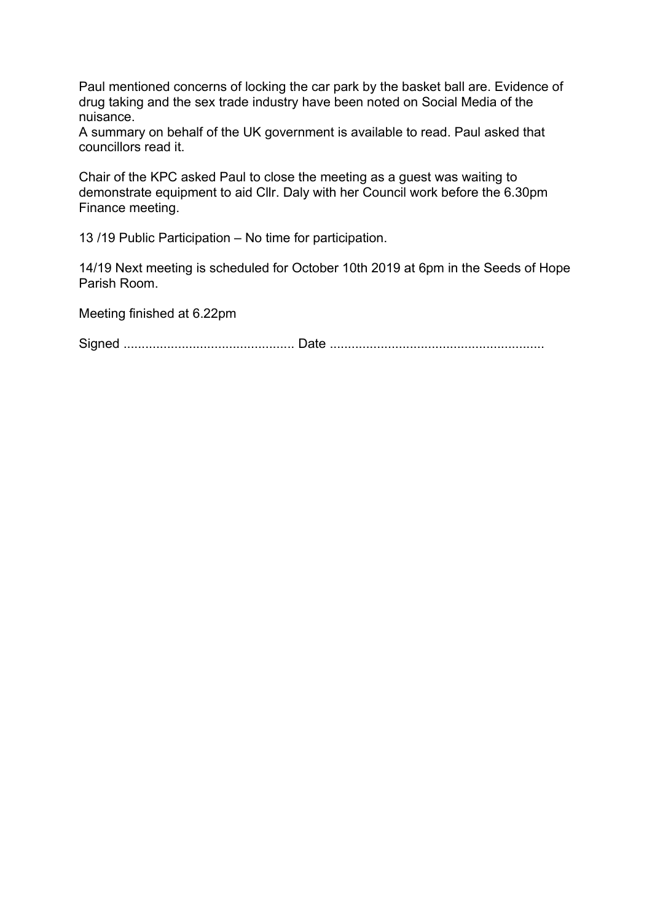Paul mentioned concerns of locking the car park by the basket ball are. Evidence of drug taking and the sex trade industry have been noted on Social Media of the nuisance.
A summary on behalf of the UK government is available to read. Paul asked that councillors read it.

Chair of the KPC asked Paul to close the meeting as a guest was waiting to demonstrate equipment to aid Cllr. Daly with her Council work before the 6.30pm Finance meeting.

13 /19 Public Participation – No time for participation.

14/19 Next meeting is scheduled for October 10th 2019 at 6pm in the Seeds of Hope Parish Room.

Meeting finished at 6.22pm

Signed .............................................. Date ..........................................................